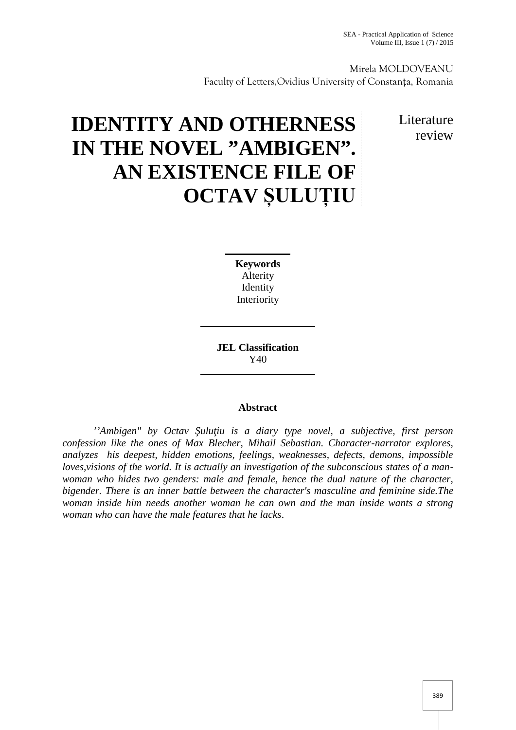Mirela MOLDOVEANU
Faculty of Letters,Ovidius University of Constanța, Romania

# IDENTITY AND OTHERNESS IN THE NOVEL ”AMBIGEN”. AN EXISTENCE FILE OF OCTAV ȘULUȚIU

Literature review

**Keywords**
Alterity
Identity
Interiority

**JEL Classification**
Y40

## Abstract

*’’Ambigen" by Octav Şuluţiu is a diary type novel, a subjective, first person confession like the ones of Max Blecher, Mihail Sebastian. Character-narrator explores, analyzes his deepest, hidden emotions, feelings, weaknesses, defects, demons, impossible loves,visions of the world. It is actually an investigation of the subconscious states of a man-woman who hides two genders: male and female, hence the dual nature of the character, bigender. There is an inner battle between the character's masculine and feminine side.The woman inside him needs another woman he can own and the man inside wants a strong woman who can have the male features that he lacks.*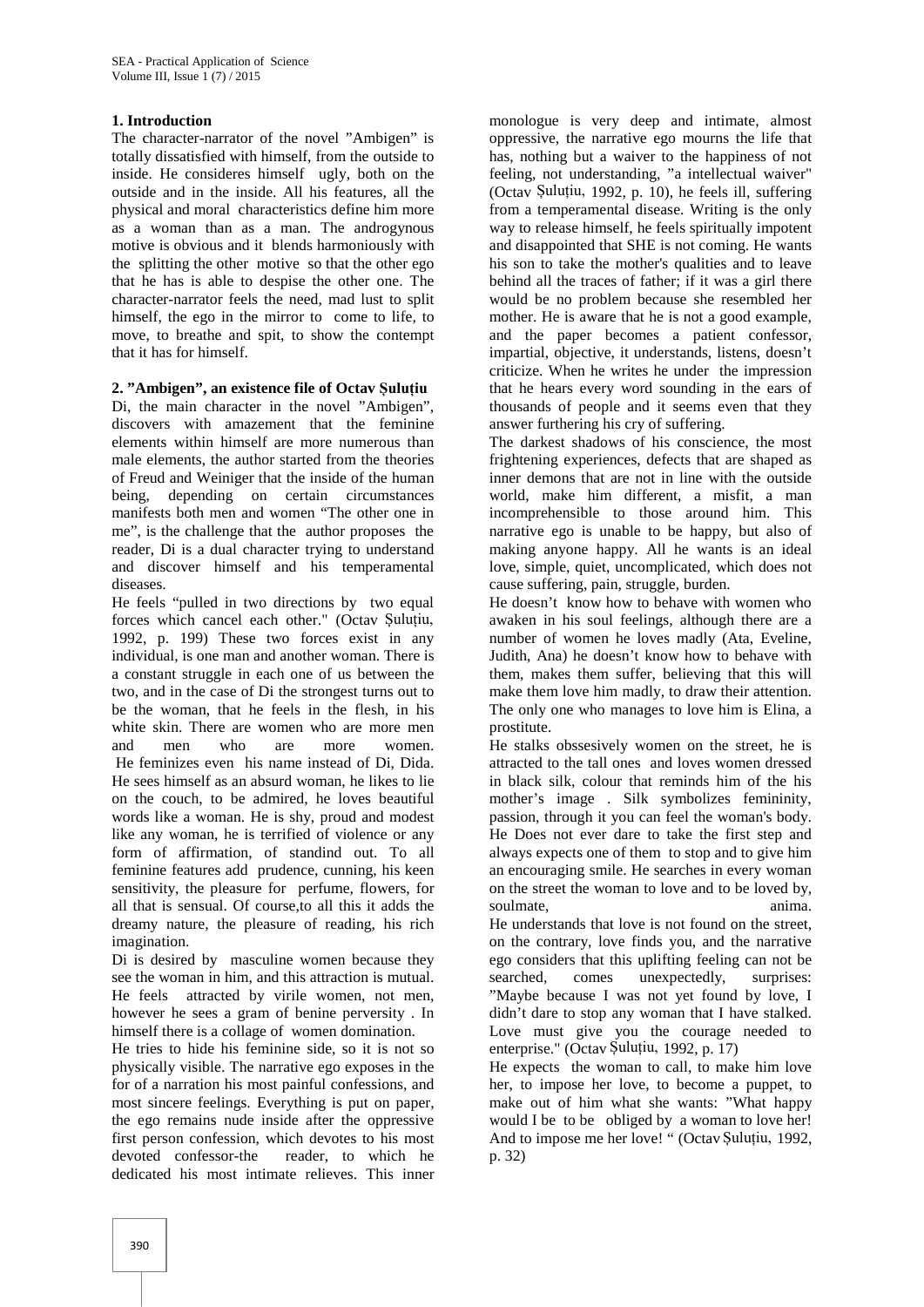## 1. Introduction

The character-narrator of the novel ”Ambigen” is totally dissatisfied with himself, from the outside to inside. He consideres himself ugly, both on the outside and in the inside. All his features, all the physical and moral characteristics define him more as a woman than as a man. The androgynous motive is obvious and it blends harmoniously with the splitting the other motive so that the other ego that he has is able to despise the other one. The character-narrator feels the need, mad lust to split himself, the ego in the mirror to come to life, to move, to breathe and spit, to show the contempt that it has for himself.

## 2. ”Ambigen”, an existence file of Octav Șuluțiu

Di, the main character in the novel ”Ambigen”, discovers with amazement that the feminine elements within himself are more numerous than male elements, the author started from the theories of Freud and Weiniger that the inside of the human being, depending on certain circumstances manifests both men and women “The other one in me”, is the challenge that the author proposes the reader, Di is a dual character trying to understand and discover himself and his temperamental diseases.

He feels “pulled in two directions by two equal forces which cancel each other." (Octav Șuluțiu, 1992, p. 199) These two forces exist in any individual, is one man and another woman. There is a constant struggle in each one of us between the two, and in the case of Di the strongest turns out to be the woman, that he feels in the flesh, in his white skin. There are women who are more men and men who are more women. He feminizes even his name instead of Di, Dida. He sees himself as an absurd woman, he likes to lie on the couch, to be admired, he loves beautiful words like a woman. He is shy, proud and modest like any woman, he is terrified of violence or any form of affirmation, of standind out. To all feminine features add prudence, cunning, his keen sensitivity, the pleasure for perfume, flowers, for all that is sensual. Of course,to all this it adds the dreamy nature, the pleasure of reading, his rich imagination.

Di is desired by masculine women because they see the woman in him, and this attraction is mutual. He feels attracted by virile women, not men, however he sees a gram of benine perversity . In himself there is a collage of women domination.

He tries to hide his feminine side, so it is not so physically visible. The narrative ego exposes in the for of a narration his most painful confessions, and most sincere feelings. Everything is put on paper, the ego remains nude inside after the oppressive first person confession, which devotes to his most devoted confessor-the reader, to which he dedicated his most intimate relieves. This inner monologue is very deep and intimate, almost oppressive, the narrative ego mourns the life that has, nothing but a waiver to the happiness of not feeling, not understanding, ”a intellectual waiver" (Octav Șuluțiu, 1992, p. 10), he feels ill, suffering from a temperamental disease. Writing is the only way to release himself, he feels spiritually impotent and disappointed that SHE is not coming. He wants his son to take the mother's qualities and to leave behind all the traces of father; if it was a girl there would be no problem because she resembled her mother. He is aware that he is not a good example, and the paper becomes a patient confessor, impartial, objective, it understands, listens, doesn’t criticize. When he writes he under the impression that he hears every word sounding in the ears of thousands of people and it seems even that they answer furthering his cry of suffering.

The darkest shadows of his conscience, the most frightening experiences, defects that are shaped as inner demons that are not in line with the outside world, make him different, a misfit, a man incomprehensible to those around him. This narrative ego is unable to be happy, but also of making anyone happy. All he wants is an ideal love, simple, quiet, uncomplicated, which does not cause suffering, pain, struggle, burden.

He doesn’t know how to behave with women who awaken in his soul feelings, although there are a number of women he loves madly (Ata, Eveline, Judith, Ana) he doesn’t know how to behave with them, makes them suffer, believing that this will make them love him madly, to draw their attention. The only one who manages to love him is Elina, a prostitute.

He stalks obssesively women on the street, he is attracted to the tall ones and loves women dressed in black silk, colour that reminds him of the his mother’s image . Silk symbolizes femininity, passion, through it you can feel the woman's body. He Does not ever dare to take the first step and always expects one of them to stop and to give him an encouraging smile. He searches in every woman on the street the woman to love and to be loved by, soulmate, anima.

He understands that love is not found on the street, on the contrary, love finds you, and the narrative ego considers that this uplifting feeling can not be searched, comes unexpectedly, surprises: ”Maybe because I was not yet found by love, I didn’t dare to stop any woman that I have stalked. Love must give you the courage needed to enterprise." (Octav Șuluțiu, 1992, p. 17)

He expects the woman to call, to make him love her, to impose her love, to become a puppet, to make out of him what she wants: ”What happy would I be to be obliged by a woman to love her! And to impose me her love! “ (Octav Șuluțiu, 1992, p. 32)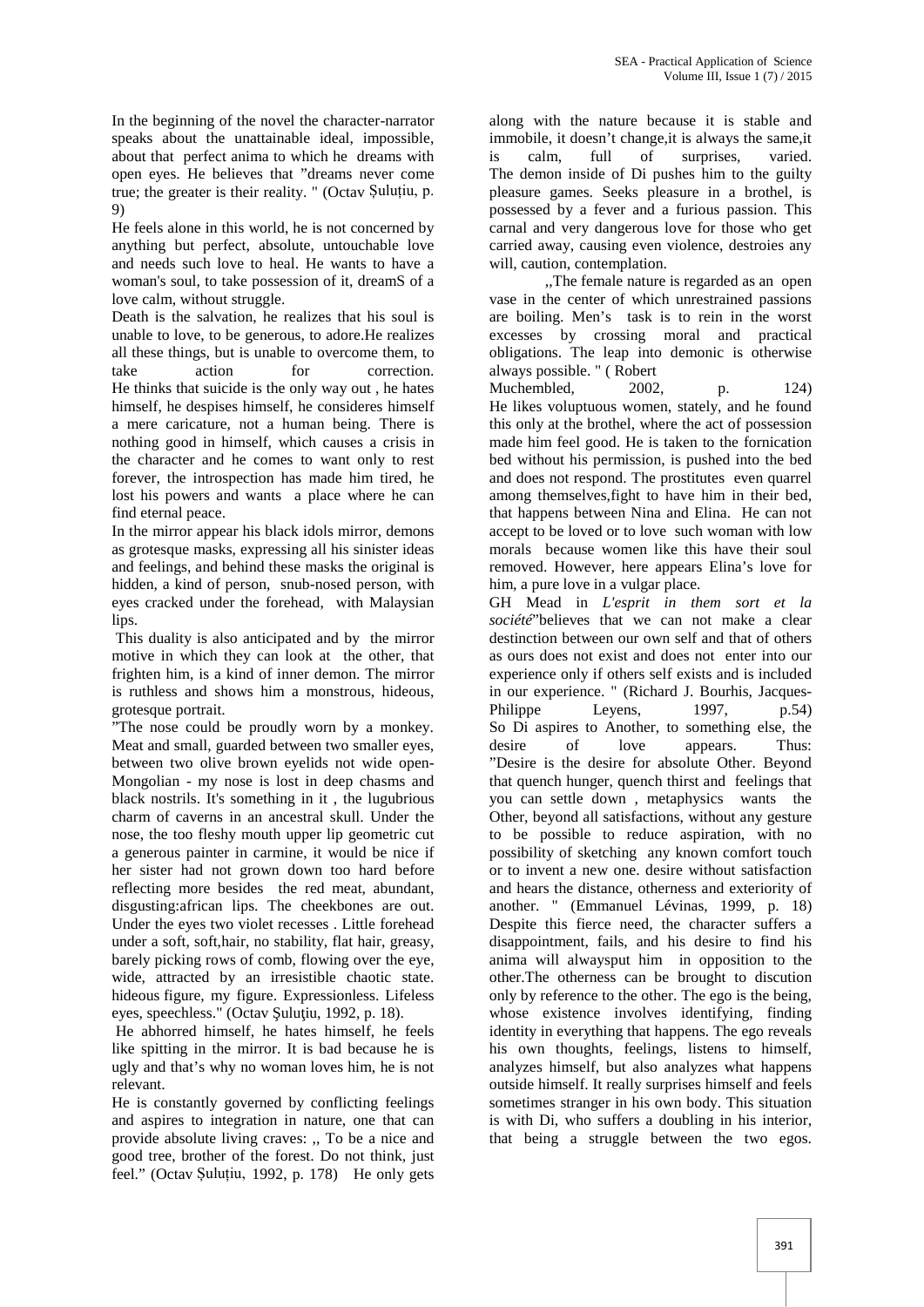In the beginning of the novel the character-narrator speaks about the unattainable ideal, impossible, about that perfect anima to which he dreams with open eyes. He believes that "dreams never come true; the greater is their reality. " (Octav Șuluțiu, p. 9)

He feels alone in this world, he is not concerned by anything but perfect, absolute, untouchable love and needs such love to heal. He wants to have a woman's soul, to take possession of it, dreamS of a love calm, without struggle.

Death is the salvation, he realizes that his soul is unable to love, to be generous, to adore.He realizes all these things, but is unable to overcome them, to take action for correction. He thinks that suicide is the only way out , he hates himself, he despises himself, he consideres himself a mere caricature, not a human being. There is nothing good in himself, which causes a crisis in the character and he comes to want only to rest forever, the introspection has made him tired, he lost his powers and wants a place where he can find eternal peace.

In the mirror appear his black idols mirror, demons as grotesque masks, expressing all his sinister ideas and feelings, and behind these masks the original is hidden, a kind of person, snub-nosed person, with eyes cracked under the forehead, with Malaysian lips.

This duality is also anticipated and by the mirror motive in which they can look at the other, that frighten him, is a kind of inner demon. The mirror is ruthless and shows him a monstrous, hideous, grotesque portrait.

"The nose could be proudly worn by a monkey. Meat and small, guarded between two smaller eyes, between two olive brown eyelids not wide open-Mongolian - my nose is lost in deep chasms and black nostrils. It's something in it , the lugubrious charm of caverns in an ancestral skull. Under the nose, the too fleshy mouth upper lip geometric cut a generous painter in carmine, it would be nice if her sister had not grown down too hard before reflecting more besides the red meat, abundant, disgusting:african lips. The cheekbones are out. Under the eyes two violet recesses . Little forehead under a soft, soft,hair, no stability, flat hair, greasy, barely picking rows of comb, flowing over the eye, wide, attracted by an irresistible chaotic state. hideous figure, my figure. Expressionless. Lifeless eyes, speechless." (Octav Şuluţiu, 1992, p. 18).

He abhorred himself, he hates himself, he feels like spitting in the mirror. It is bad because he is ugly and that's why no woman loves him, he is not relevant.

He is constantly governed by conflicting feelings and aspires to integration in nature, one that can provide absolute living craves: ,, To be a nice and good tree, brother of the forest. Do not think, just feel." (Octav Șuluțiu, 1992, p. 178) He only gets along with the nature because it is stable and immobile, it doesn't change,it is always the same,it is calm, full of surprises, varied. The demon inside of Di pushes him to the guilty pleasure games. Seeks pleasure in a brothel, is possessed by a fever and a furious passion. This carnal and very dangerous love for those who get carried away, causing even violence, destroies any will, caution, contemplation.

,,The female nature is regarded as an open vase in the center of which unrestrained passions are boiling. Men's task is to rein in the worst excesses by crossing moral and practical obligations. The leap into demonic is otherwise always possible. " ( Robert Muchembled, 2002, p. 124)

He likes voluptuous women, stately, and he found this only at the brothel, where the act of possession made him feel good. He is taken to the fornication bed without his permission, is pushed into the bed and does not respond. The prostitutes even quarrel among themselves,fight to have him in their bed, that happens between Nina and Elina. He can not accept to be loved or to love such woman with low morals because women like this have their soul removed. However, here appears Elina's love for him, a pure love in a vulgar place.

GH Mead in *L'esprit in them sort et la société*"believes that we can not make a clear destinction between our own self and that of others as ours does not exist and does not enter into our experience only if others self exists and is included in our experience. " (Richard J. Bourhis, Jacques-Philippe Leyens, 1997, p.54)

So Di aspires to Another, to something else, the desire of love appears. Thus: "Desire is the desire for absolute Other. Beyond that quench hunger, quench thirst and feelings that you can settle down , metaphysics wants the Other, beyond all satisfactions, without any gesture to be possible to reduce aspiration, with no possibility of sketching any known comfort touch or to invent a new one. desire without satisfaction and hears the distance, otherness and exteriority of another. " (Emmanuel Lévinas, 1999, p. 18)

Despite this fierce need, the character suffers a disappointment, fails, and his desire to find his anima will alwaysput him in opposition to the other.The otherness can be brought to discution only by reference to the other. The ego is the being, whose existence involves identifying, finding identity in everything that happens. The ego reveals his own thoughts, feelings, listens to himself, analyzes himself, but also analyzes what happens outside himself. It really surprises himself and feels sometimes stranger in his own body. This situation is with Di, who suffers a doubling in his interior, that being a struggle between the two egos.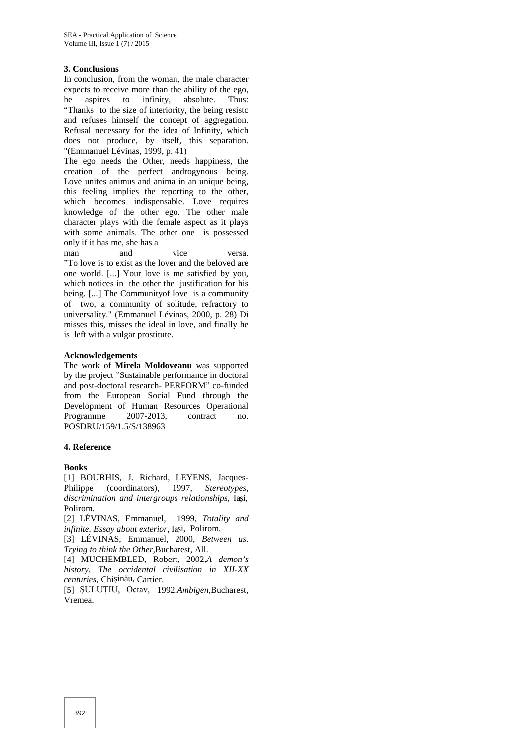## 3. Conclusions

In conclusion, from the woman, the male character expects to receive more than the ability of the ego, he aspires to infinity, absolute. Thus: "Thanks to the size of interiority, the being resistc and refuses himself the concept of aggregation. Refusal necessary for the idea of Infinity, which does not produce, by itself, this separation. "(Emmanuel Lévinas, 1999, p. 41)

The ego needs the Other, needs happiness, the creation of the perfect androgynous being. Love unites animus and anima in an unique being, this feeling implies the reporting to the other, which becomes indispensable. Love requires knowledge of the other ego. The other male character plays with the female aspect as it plays with some animals. The other one is possessed only if it has me, she has a man and vice versa. "To love is to exist as the lover and the beloved are one world. [...] Your love is me satisfied by you, which notices in the other the justification for his being. [...] The Communityof love is a community of two, a community of solitude, refractory to universality." (Emmanuel Lévinas, 2000, p. 28) Di misses this, misses the ideal in love, and finally he is left with a vulgar prostitute.

## Acknowledgements

The work of **Mirela Moldoveanu** was supported by the project "Sustainable performance in doctoral and post-doctoral research- PERFORM" co-funded from the European Social Fund through the Development of Human Resources Operational Programme 2007-2013, contract no. POSDRU/159/1.5/S/138963

## 4. Reference

**Books**

[1] BOURHIS, J. Richard, LEYENS, Jacques-Philippe (coordinators), 1997, *Stereotypes, discrimination and intergroups relationships*, Iași, Polirom.

[2] LÉVINAS, Emmanuel, 1999, *Totality and infinite. Essay about exterior*, Iași, Polirom.

[3] LÉVINAS, Emmanuel, 2000, *Between us. Trying to think the Other*, Bucharest, All.

[4] MUCHEMBLED, Robert, 2002, *A demon's history. The occidental civilisation in XII-XX centuries*, Chișinău, Cartier.

[5] ȘULUȚIU, Octav, 1992, *Ambigen*, Bucharest, Vremea.